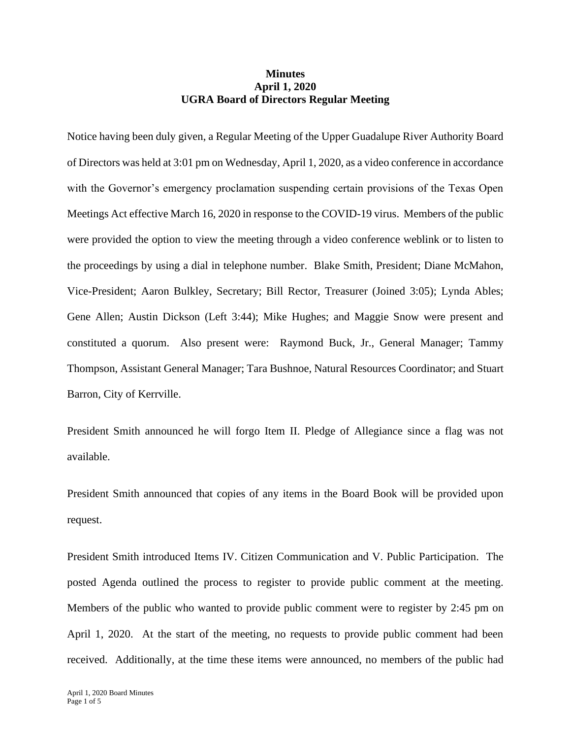**Minutes**
**April 1, 2020**
**UGRA Board of Directors Regular Meeting**

Notice having been duly given, a Regular Meeting of the Upper Guadalupe River Authority Board of Directors was held at 3:01 pm on Wednesday, April 1, 2020, as a video conference in accordance with the Governor's emergency proclamation suspending certain provisions of the Texas Open Meetings Act effective March 16, 2020 in response to the COVID-19 virus. Members of the public were provided the option to view the meeting through a video conference weblink or to listen to the proceedings by using a dial in telephone number. Blake Smith, President; Diane McMahon, Vice-President; Aaron Bulkley, Secretary; Bill Rector, Treasurer (Joined 3:05); Lynda Ables; Gene Allen; Austin Dickson (Left 3:44); Mike Hughes; and Maggie Snow were present and constituted a quorum. Also present were: Raymond Buck, Jr., General Manager; Tammy Thompson, Assistant General Manager; Tara Bushnoe, Natural Resources Coordinator; and Stuart Barron, City of Kerrville.

President Smith announced he will forgo Item II. Pledge of Allegiance since a flag was not available.

President Smith announced that copies of any items in the Board Book will be provided upon request.

President Smith introduced Items IV. Citizen Communication and V. Public Participation. The posted Agenda outlined the process to register to provide public comment at the meeting. Members of the public who wanted to provide public comment were to register by 2:45 pm on April 1, 2020. At the start of the meeting, no requests to provide public comment had been received. Additionally, at the time these items were announced, no members of the public had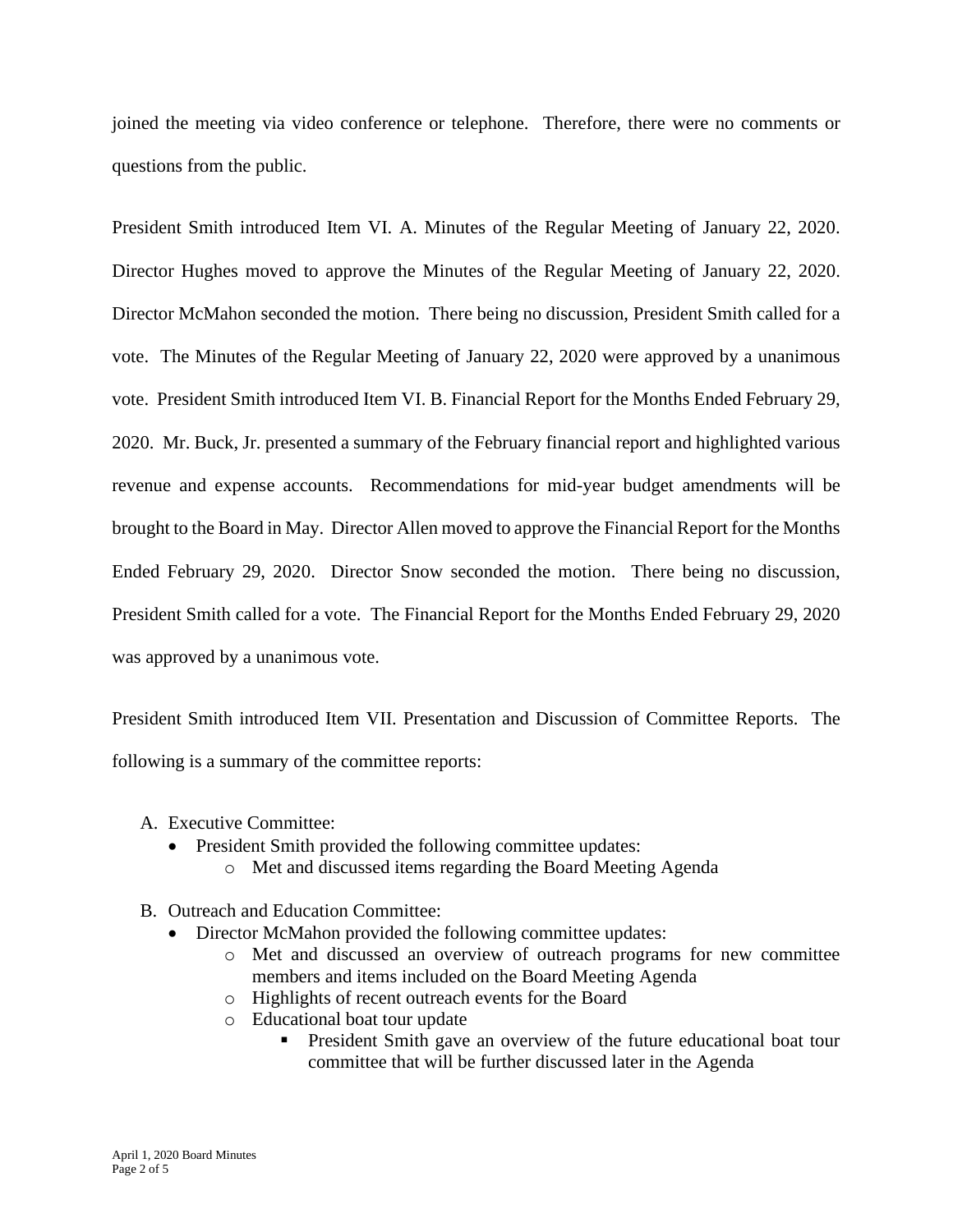joined the meeting via video conference or telephone. Therefore, there were no comments or questions from the public.

President Smith introduced Item VI. A. Minutes of the Regular Meeting of January 22, 2020. Director Hughes moved to approve the Minutes of the Regular Meeting of January 22, 2020. Director McMahon seconded the motion. There being no discussion, President Smith called for a vote. The Minutes of the Regular Meeting of January 22, 2020 were approved by a unanimous vote. President Smith introduced Item VI. B. Financial Report for the Months Ended February 29, 2020. Mr. Buck, Jr. presented a summary of the February financial report and highlighted various revenue and expense accounts. Recommendations for mid-year budget amendments will be brought to the Board in May. Director Allen moved to approve the Financial Report for the Months Ended February 29, 2020. Director Snow seconded the motion. There being no discussion, President Smith called for a vote. The Financial Report for the Months Ended February 29, 2020 was approved by a unanimous vote.

President Smith introduced Item VII. Presentation and Discussion of Committee Reports. The following is a summary of the committee reports:

A. Executive Committee:
   - President Smith provided the following committee updates:
     - Met and discussed items regarding the Board Meeting Agenda

B. Outreach and Education Committee:
   - Director McMahon provided the following committee updates:
     - Met and discussed an overview of outreach programs for new committee members and items included on the Board Meeting Agenda
     - Highlights of recent outreach events for the Board
     - Educational boat tour update
       - President Smith gave an overview of the future educational boat tour committee that will be further discussed later in the Agenda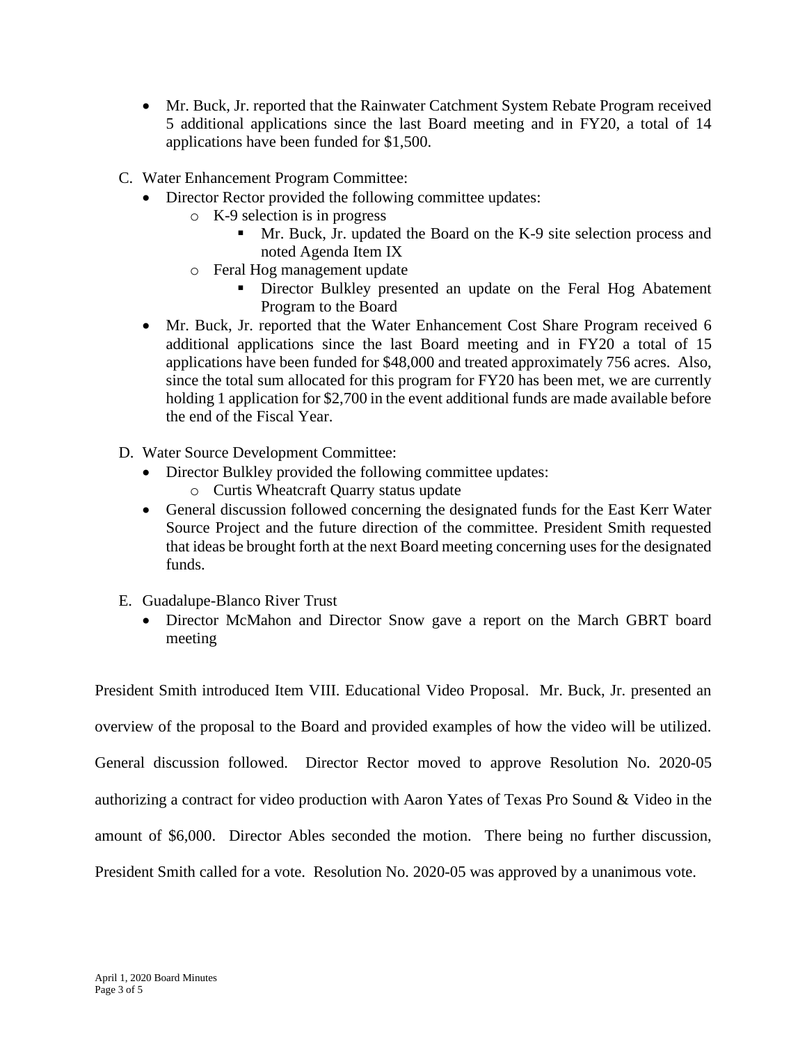- Mr. Buck, Jr. reported that the Rainwater Catchment System Rebate Program received 5 additional applications since the last Board meeting and in FY20, a total of 14 applications have been funded for $1,500.

C. Water Enhancement Program Committee:
   - Director Rector provided the following committee updates:
     - K-9 selection is in progress
       - Mr. Buck, Jr. updated the Board on the K-9 site selection process and noted Agenda Item IX
     - Feral Hog management update
       - Director Bulkley presented an update on the Feral Hog Abatement Program to the Board
   - Mr. Buck, Jr. reported that the Water Enhancement Cost Share Program received 6 additional applications since the last Board meeting and in FY20 a total of 15 applications have been funded for $48,000 and treated approximately 756 acres. Also, since the total sum allocated for this program for FY20 has been met, we are currently holding 1 application for $2,700 in the event additional funds are made available before the end of the Fiscal Year.

D. Water Source Development Committee:
   - Director Bulkley provided the following committee updates:
     - Curtis Wheatcraft Quarry status update
   - General discussion followed concerning the designated funds for the East Kerr Water Source Project and the future direction of the committee. President Smith requested that ideas be brought forth at the next Board meeting concerning uses for the designated funds.

E. Guadalupe-Blanco River Trust
   - Director McMahon and Director Snow gave a report on the March GBRT board meeting

President Smith introduced Item VIII. Educational Video Proposal. Mr. Buck, Jr. presented an overview of the proposal to the Board and provided examples of how the video will be utilized. General discussion followed. Director Rector moved to approve Resolution No. 2020-05 authorizing a contract for video production with Aaron Yates of Texas Pro Sound & Video in the amount of $6,000. Director Ables seconded the motion. There being no further discussion, President Smith called for a vote. Resolution No. 2020-05 was approved by a unanimous vote.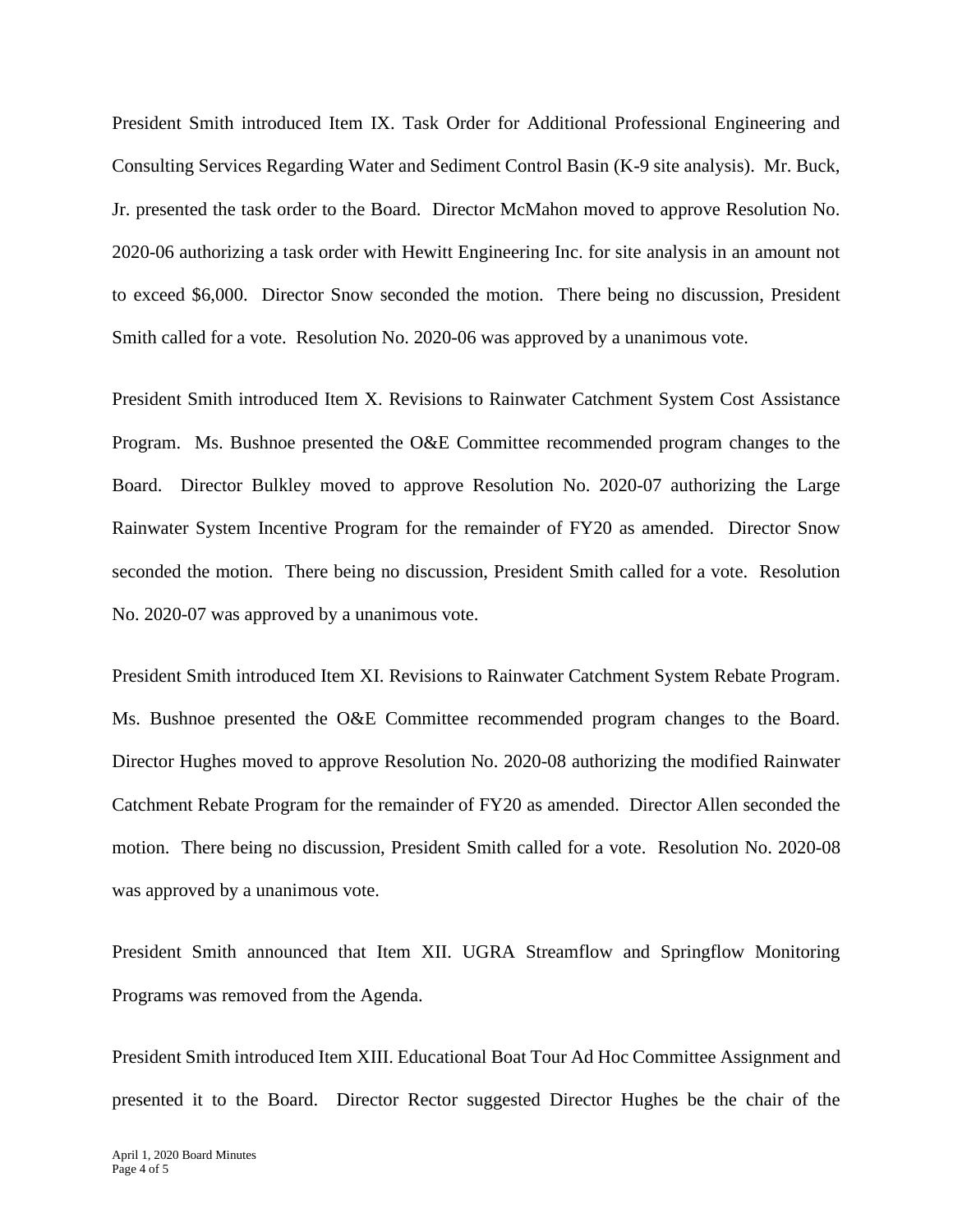President Smith introduced Item IX. Task Order for Additional Professional Engineering and Consulting Services Regarding Water and Sediment Control Basin (K-9 site analysis). Mr. Buck, Jr. presented the task order to the Board. Director McMahon moved to approve Resolution No. 2020-06 authorizing a task order with Hewitt Engineering Inc. for site analysis in an amount not to exceed $6,000. Director Snow seconded the motion. There being no discussion, President Smith called for a vote. Resolution No. 2020-06 was approved by a unanimous vote.

President Smith introduced Item X. Revisions to Rainwater Catchment System Cost Assistance Program. Ms. Bushnoe presented the O&E Committee recommended program changes to the Board. Director Bulkley moved to approve Resolution No. 2020-07 authorizing the Large Rainwater System Incentive Program for the remainder of FY20 as amended. Director Snow seconded the motion. There being no discussion, President Smith called for a vote. Resolution No. 2020-07 was approved by a unanimous vote.

President Smith introduced Item XI. Revisions to Rainwater Catchment System Rebate Program. Ms. Bushnoe presented the O&E Committee recommended program changes to the Board. Director Hughes moved to approve Resolution No. 2020-08 authorizing the modified Rainwater Catchment Rebate Program for the remainder of FY20 as amended. Director Allen seconded the motion. There being no discussion, President Smith called for a vote. Resolution No. 2020-08 was approved by a unanimous vote.

President Smith announced that Item XII. UGRA Streamflow and Springflow Monitoring Programs was removed from the Agenda.

President Smith introduced Item XIII. Educational Boat Tour Ad Hoc Committee Assignment and presented it to the Board. Director Rector suggested Director Hughes be the chair of the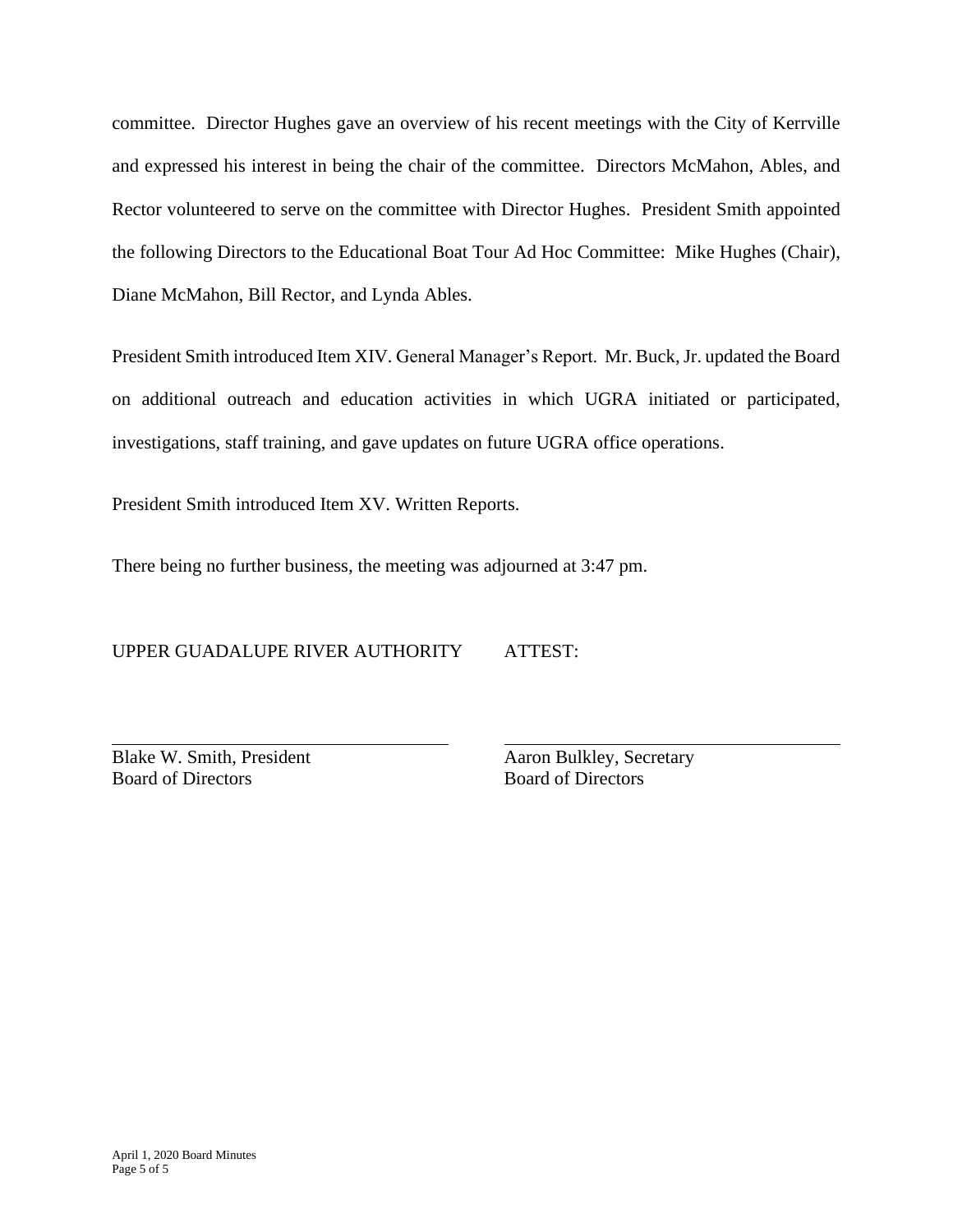committee. Director Hughes gave an overview of his recent meetings with the City of Kerrville and expressed his interest in being the chair of the committee. Directors McMahon, Ables, and Rector volunteered to serve on the committee with Director Hughes. President Smith appointed the following Directors to the Educational Boat Tour Ad Hoc Committee: Mike Hughes (Chair), Diane McMahon, Bill Rector, and Lynda Ables.

President Smith introduced Item XIV. General Manager's Report. Mr. Buck, Jr. updated the Board on additional outreach and education activities in which UGRA initiated or participated, investigations, staff training, and gave updates on future UGRA office operations.

President Smith introduced Item XV. Written Reports.

There being no further business, the meeting was adjourned at 3:47 pm.

UPPER GUADALUPE RIVER AUTHORITY ATTEST:

| | |
|---|---|
| Blake W. Smith, President<br>Board of Directors | Aaron Bulkley, Secretary<br>Board of Directors |